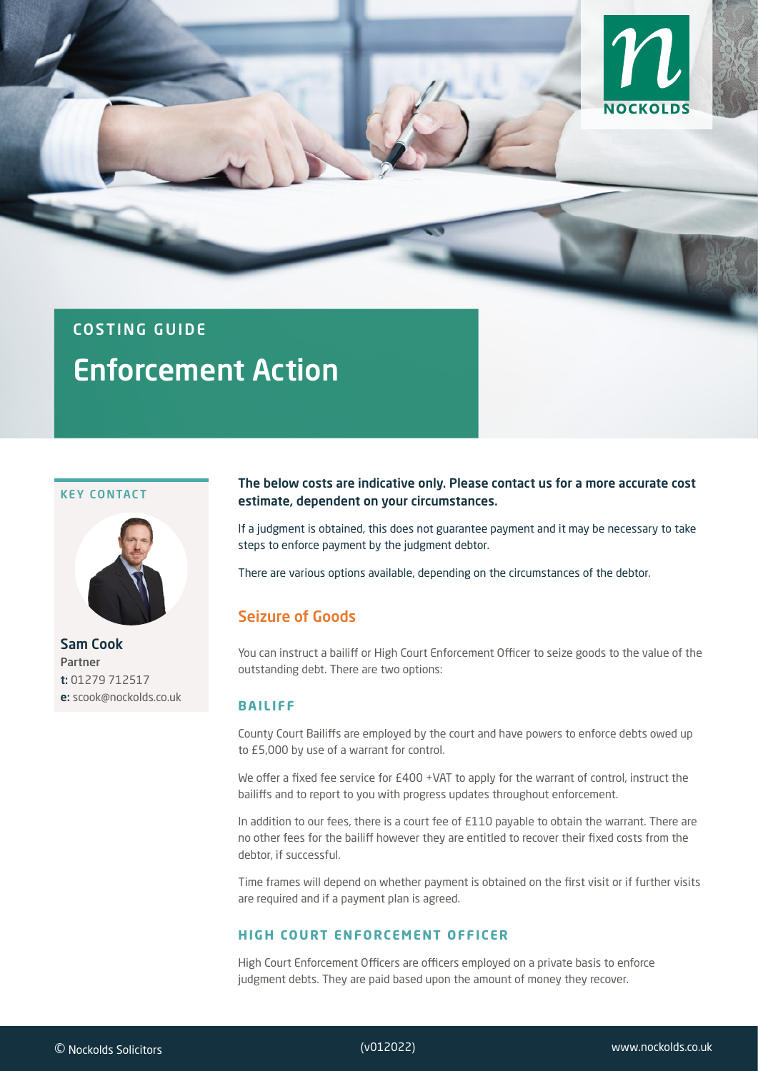COSTING GUIDE

# Enforcement Action

KEY CONTACT

**Sam Cook**
Partner
**t:** 01279 712517
**e:** scook@nockolds.co.uk

**The below costs are indicative only. Please contact us for a more accurate cost estimate, dependent on your circumstances.**

If a judgment is obtained, this does not guarantee payment and it may be necessary to take steps to enforce payment by the judgment debtor.

There are various options available, depending on the circumstances of the debtor.

## Seizure of Goods

You can instruct a bailiff or High Court Enforcement Officer to seize goods to the value of the outstanding debt. There are two options:

### BAILIFF

County Court Bailiffs are employed by the court and have powers to enforce debts owed up to £5,000 by use of a warrant for control.

We offer a fixed fee service for £400 +VAT to apply for the warrant of control, instruct the bailiffs and to report to you with progress updates throughout enforcement.

In addition to our fees, there is a court fee of £110 payable to obtain the warrant. There are no other fees for the bailiff however they are entitled to recover their fixed costs from the debtor, if successful.

Time frames will depend on whether payment is obtained on the first visit or if further visits are required and if a payment plan is agreed.

### HIGH COURT ENFORCEMENT OFFICER

High Court Enforcement Officers are officers employed on a private basis to enforce judgment debts. They are paid based upon the amount of money they recover.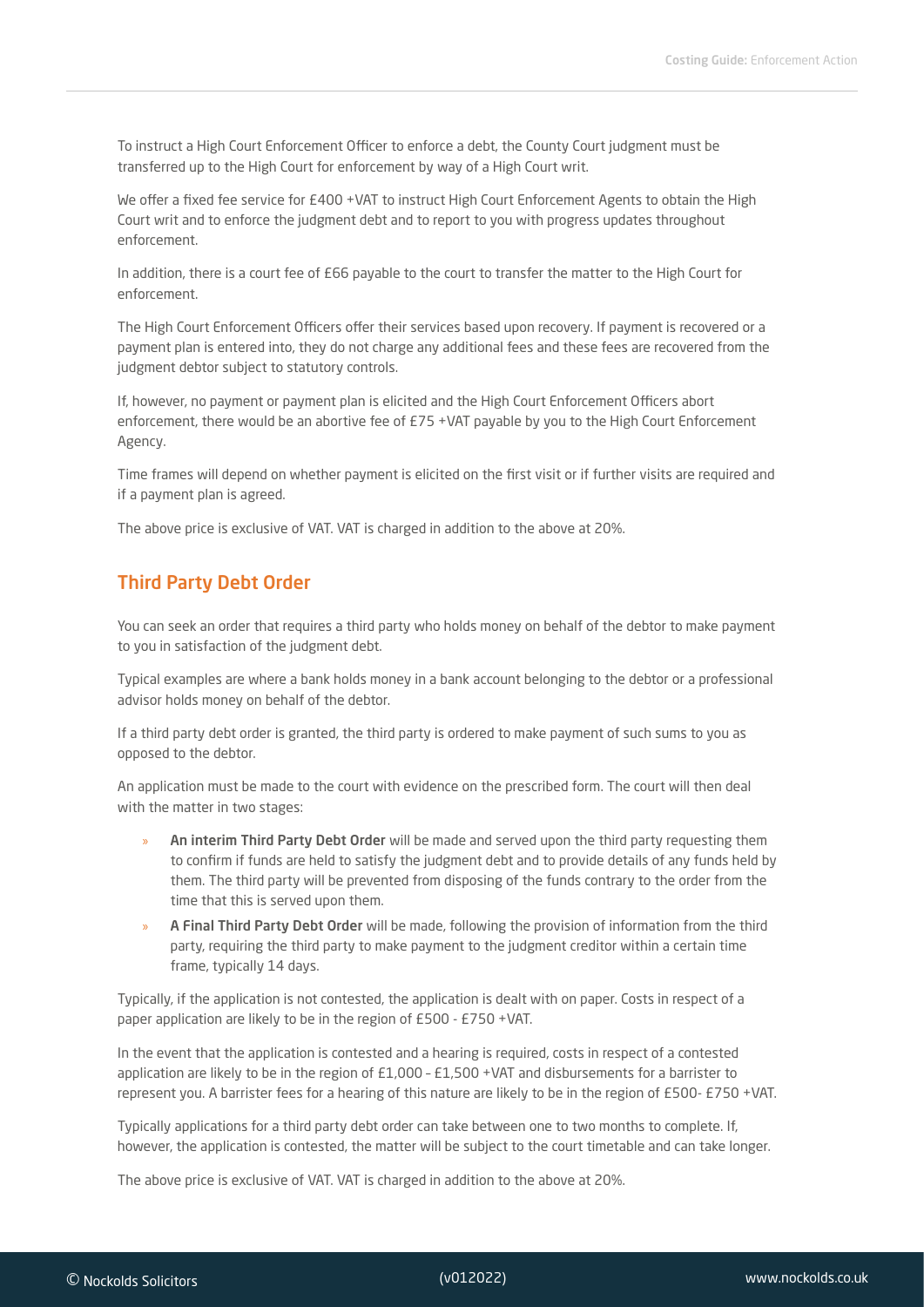To instruct a High Court Enforcement Officer to enforce a debt, the County Court judgment must be transferred up to the High Court for enforcement by way of a High Court writ.

We offer a fixed fee service for £400 +VAT to instruct High Court Enforcement Agents to obtain the High Court writ and to enforce the judgment debt and to report to you with progress updates throughout enforcement.

In addition, there is a court fee of £66 payable to the court to transfer the matter to the High Court for enforcement.

The High Court Enforcement Officers offer their services based upon recovery. If payment is recovered or a payment plan is entered into, they do not charge any additional fees and these fees are recovered from the judgment debtor subject to statutory controls.

If, however, no payment or payment plan is elicited and the High Court Enforcement Officers abort enforcement, there would be an abortive fee of £75 +VAT payable by you to the High Court Enforcement Agency.

Time frames will depend on whether payment is elicited on the first visit or if further visits are required and if a payment plan is agreed.

The above price is exclusive of VAT. VAT is charged in addition to the above at 20%.

## Third Party Debt Order

You can seek an order that requires a third party who holds money on behalf of the debtor to make payment to you in satisfaction of the judgment debt.

Typical examples are where a bank holds money in a bank account belonging to the debtor or a professional advisor holds money on behalf of the debtor.

If a third party debt order is granted, the third party is ordered to make payment of such sums to you as opposed to the debtor.

An application must be made to the court with evidence on the prescribed form. The court will then deal with the matter in two stages:

- **An interim Third Party Debt Order** will be made and served upon the third party requesting them to confirm if funds are held to satisfy the judgment debt and to provide details of any funds held by them. The third party will be prevented from disposing of the funds contrary to the order from the time that this is served upon them.
- **A Final Third Party Debt Order** will be made, following the provision of information from the third party, requiring the third party to make payment to the judgment creditor within a certain time frame, typically 14 days.

Typically, if the application is not contested, the application is dealt with on paper. Costs in respect of a paper application are likely to be in the region of £500 - £750 +VAT.

In the event that the application is contested and a hearing is required, costs in respect of a contested application are likely to be in the region of £1,000 – £1,500 +VAT and disbursements for a barrister to represent you. A barrister fees for a hearing of this nature are likely to be in the region of £500- £750 +VAT.

Typically applications for a third party debt order can take between one to two months to complete. If, however, the application is contested, the matter will be subject to the court timetable and can take longer.

The above price is exclusive of VAT. VAT is charged in addition to the above at 20%.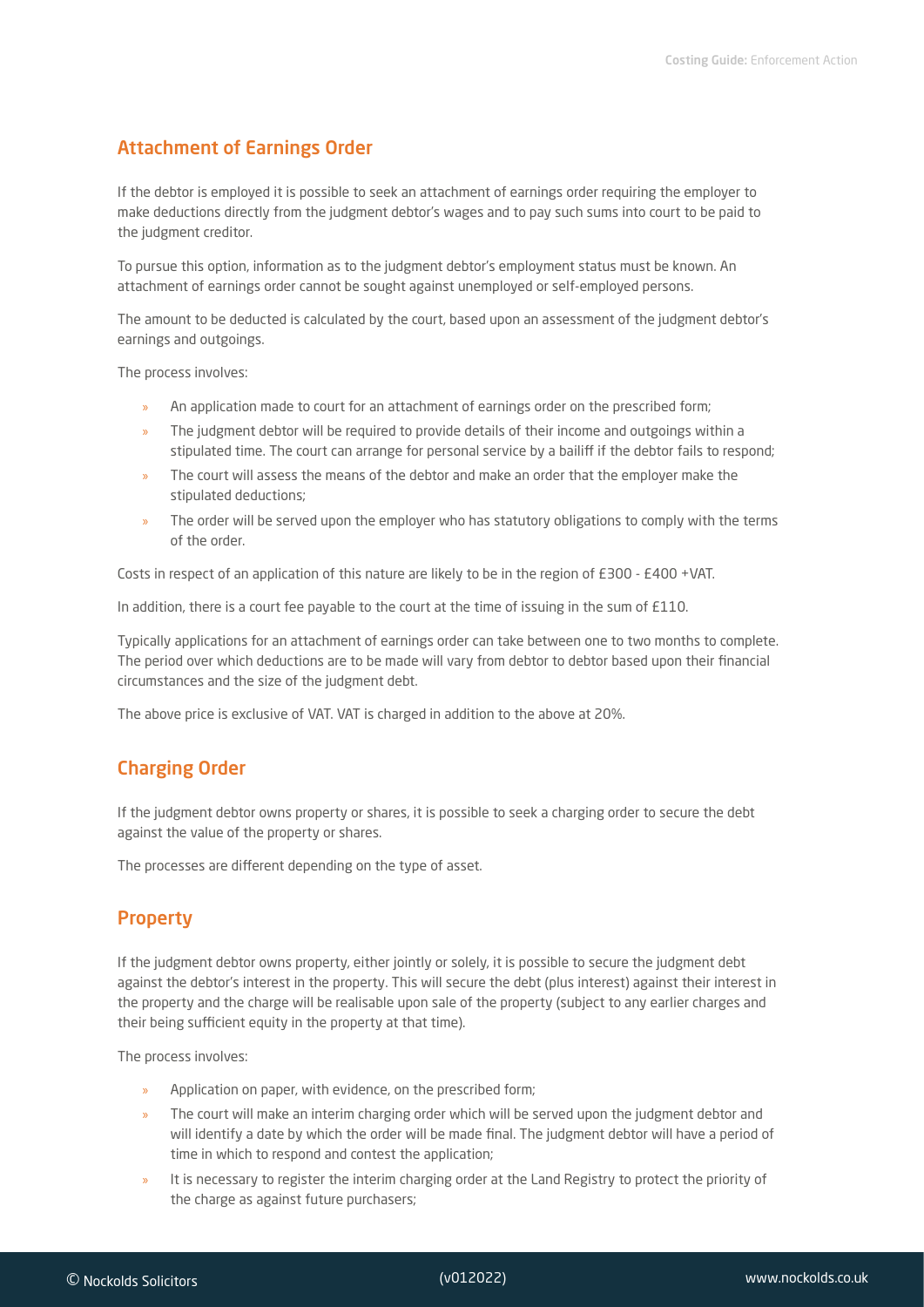## Attachment of Earnings Order

If the debtor is employed it is possible to seek an attachment of earnings order requiring the employer to make deductions directly from the judgment debtor's wages and to pay such sums into court to be paid to the judgment creditor.

To pursue this option, information as to the judgment debtor's employment status must be known. An attachment of earnings order cannot be sought against unemployed or self-employed persons.

The amount to be deducted is calculated by the court, based upon an assessment of the judgment debtor's earnings and outgoings.

The process involves:

- An application made to court for an attachment of earnings order on the prescribed form;
- The judgment debtor will be required to provide details of their income and outgoings within a stipulated time. The court can arrange for personal service by a bailiff if the debtor fails to respond;
- The court will assess the means of the debtor and make an order that the employer make the stipulated deductions;
- The order will be served upon the employer who has statutory obligations to comply with the terms of the order.

Costs in respect of an application of this nature are likely to be in the region of £300 - £400 +VAT.

In addition, there is a court fee payable to the court at the time of issuing in the sum of £110.

Typically applications for an attachment of earnings order can take between one to two months to complete. The period over which deductions are to be made will vary from debtor to debtor based upon their financial circumstances and the size of the judgment debt.

The above price is exclusive of VAT. VAT is charged in addition to the above at 20%.

## Charging Order

If the judgment debtor owns property or shares, it is possible to seek a charging order to secure the debt against the value of the property or shares.

The processes are different depending on the type of asset.

## Property

If the judgment debtor owns property, either jointly or solely, it is possible to secure the judgment debt against the debtor's interest in the property. This will secure the debt (plus interest) against their interest in the property and the charge will be realisable upon sale of the property (subject to any earlier charges and their being sufficient equity in the property at that time).

The process involves:

- Application on paper, with evidence, on the prescribed form;
- The court will make an interim charging order which will be served upon the judgment debtor and will identify a date by which the order will be made final. The judgment debtor will have a period of time in which to respond and contest the application;
- It is necessary to register the interim charging order at the Land Registry to protect the priority of the charge as against future purchasers;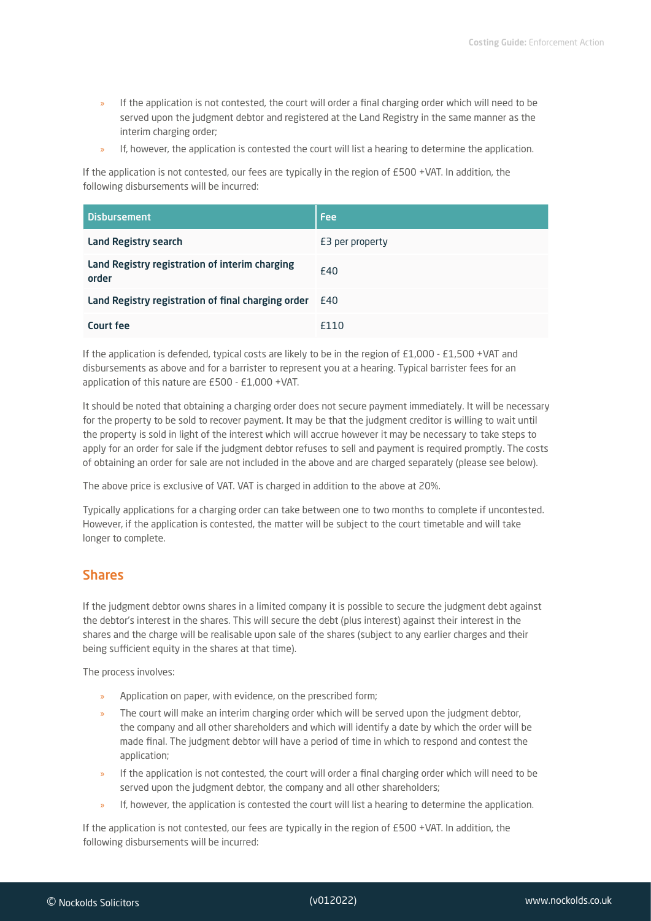- If the application is not contested, the court will order a final charging order which will need to be served upon the judgment debtor and registered at the Land Registry in the same manner as the interim charging order;
- If, however, the application is contested the court will list a hearing to determine the application.

If the application is not contested, our fees are typically in the region of £500 +VAT. In addition, the following disbursements will be incurred:

| Disbursement | Fee |
|---|---|
| **Land Registry search** | £3 per property |
| **Land Registry registration of interim charging order** | £40 |
| **Land Registry registration of final charging order** | £40 |
| **Court fee** | £110 |

If the application is defended, typical costs are likely to be in the region of £1,000 - £1,500 +VAT and disbursements as above and for a barrister to represent you at a hearing. Typical barrister fees for an application of this nature are £500 - £1,000 +VAT.

It should be noted that obtaining a charging order does not secure payment immediately. It will be necessary for the property to be sold to recover payment. It may be that the judgment creditor is willing to wait until the property is sold in light of the interest which will accrue however it may be necessary to take steps to apply for an order for sale if the judgment debtor refuses to sell and payment is required promptly. The costs of obtaining an order for sale are not included in the above and are charged separately (please see below).

The above price is exclusive of VAT. VAT is charged in addition to the above at 20%.

Typically applications for a charging order can take between one to two months to complete if uncontested. However, if the application is contested, the matter will be subject to the court timetable and will take longer to complete.

## Shares

If the judgment debtor owns shares in a limited company it is possible to secure the judgment debt against the debtor's interest in the shares. This will secure the debt (plus interest) against their interest in the shares and the charge will be realisable upon sale of the shares (subject to any earlier charges and their being sufficient equity in the shares at that time).

The process involves:

- Application on paper, with evidence, on the prescribed form;
- The court will make an interim charging order which will be served upon the judgment debtor, the company and all other shareholders and which will identify a date by which the order will be made final. The judgment debtor will have a period of time in which to respond and contest the application;
- If the application is not contested, the court will order a final charging order which will need to be served upon the judgment debtor, the company and all other shareholders;
- If, however, the application is contested the court will list a hearing to determine the application.

If the application is not contested, our fees are typically in the region of £500 +VAT. In addition, the following disbursements will be incurred: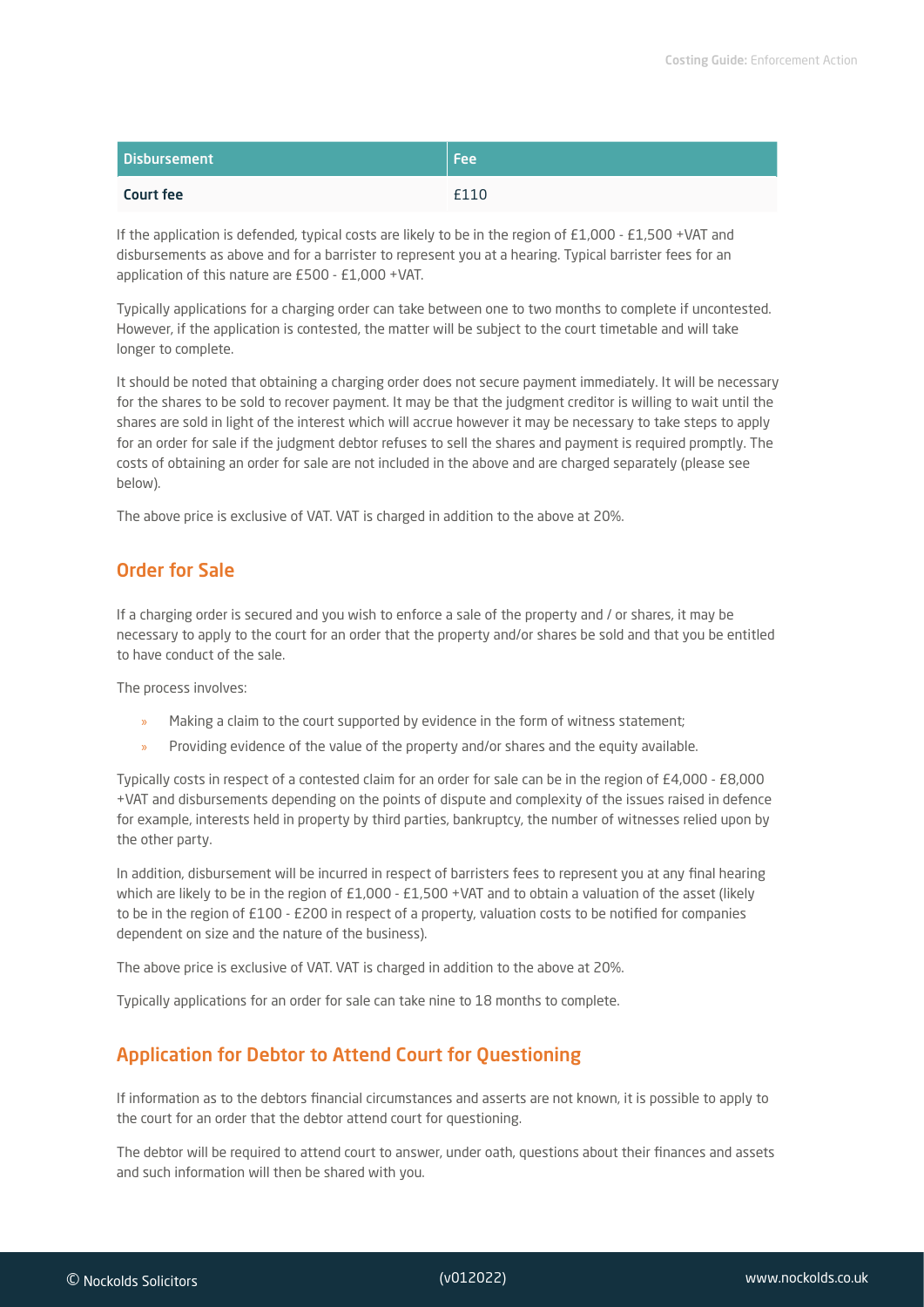| Disbursement | Fee |
|---|---|
| **Court fee** | £110 |

If the application is defended, typical costs are likely to be in the region of £1,000 - £1,500 +VAT and disbursements as above and for a barrister to represent you at a hearing. Typical barrister fees for an application of this nature are £500 - £1,000 +VAT.

Typically applications for a charging order can take between one to two months to complete if uncontested. However, if the application is contested, the matter will be subject to the court timetable and will take longer to complete.

It should be noted that obtaining a charging order does not secure payment immediately. It will be necessary for the shares to be sold to recover payment. It may be that the judgment creditor is willing to wait until the shares are sold in light of the interest which will accrue however it may be necessary to take steps to apply for an order for sale if the judgment debtor refuses to sell the shares and payment is required promptly. The costs of obtaining an order for sale are not included in the above and are charged separately (please see below).

The above price is exclusive of VAT. VAT is charged in addition to the above at 20%.

## Order for Sale

If a charging order is secured and you wish to enforce a sale of the property and / or shares, it may be necessary to apply to the court for an order that the property and/or shares be sold and that you be entitled to have conduct of the sale.

The process involves:

- Making a claim to the court supported by evidence in the form of witness statement;
- Providing evidence of the value of the property and/or shares and the equity available.

Typically costs in respect of a contested claim for an order for sale can be in the region of £4,000 - £8,000 +VAT and disbursements depending on the points of dispute and complexity of the issues raised in defence for example, interests held in property by third parties, bankruptcy, the number of witnesses relied upon by the other party.

In addition, disbursement will be incurred in respect of barristers fees to represent you at any final hearing which are likely to be in the region of £1,000 - £1,500 +VAT and to obtain a valuation of the asset (likely to be in the region of £100 - £200 in respect of a property, valuation costs to be notified for companies dependent on size and the nature of the business).

The above price is exclusive of VAT. VAT is charged in addition to the above at 20%.

Typically applications for an order for sale can take nine to 18 months to complete.

## Application for Debtor to Attend Court for Questioning

If information as to the debtors financial circumstances and asserts are not known, it is possible to apply to the court for an order that the debtor attend court for questioning.

The debtor will be required to attend court to answer, under oath, questions about their finances and assets and such information will then be shared with you.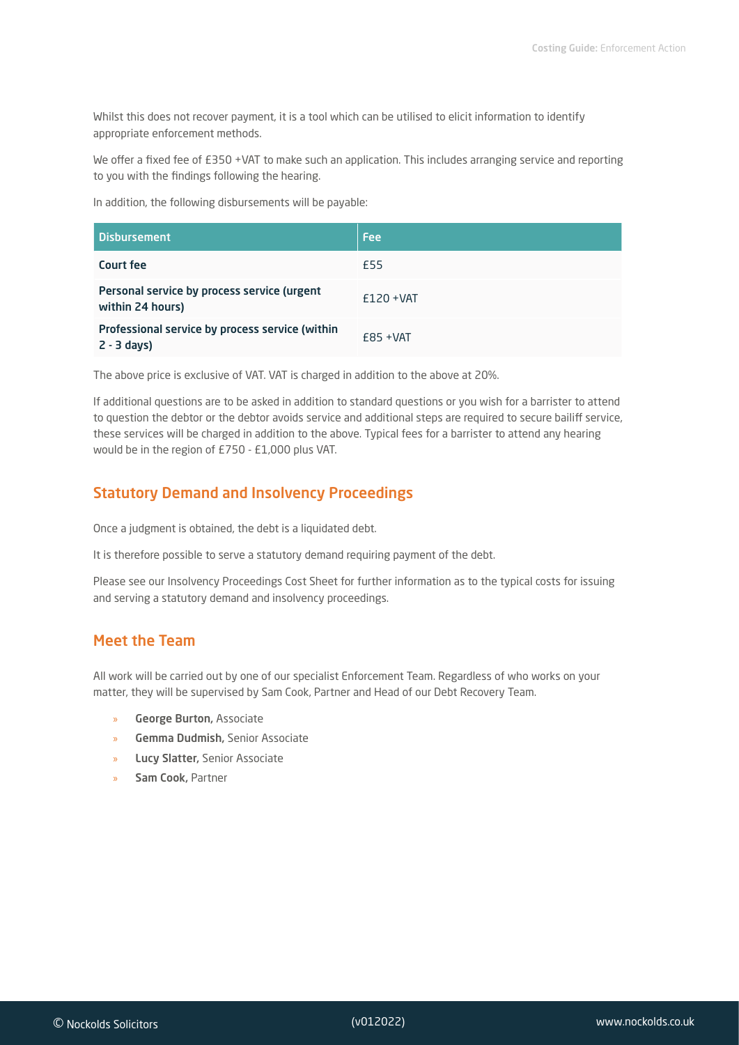Whilst this does not recover payment, it is a tool which can be utilised to elicit information to identify appropriate enforcement methods.

We offer a fixed fee of £350 +VAT to make such an application. This includes arranging service and reporting to you with the findings following the hearing.

In addition, the following disbursements will be payable:

| Disbursement | Fee |
|---|---|
| **Court fee** | £55 |
| **Personal service by process service (urgent within 24 hours)** | £120 +VAT |
| **Professional service by process service (within 2 - 3 days)** | £85 +VAT |

The above price is exclusive of VAT. VAT is charged in addition to the above at 20%.

If additional questions are to be asked in addition to standard questions or you wish for a barrister to attend to question the debtor or the debtor avoids service and additional steps are required to secure bailiff service, these services will be charged in addition to the above. Typical fees for a barrister to attend any hearing would be in the region of £750 - £1,000 plus VAT.

## Statutory Demand and Insolvency Proceedings

Once a judgment is obtained, the debt is a liquidated debt.

It is therefore possible to serve a statutory demand requiring payment of the debt.

Please see our Insolvency Proceedings Cost Sheet for further information as to the typical costs for issuing and serving a statutory demand and insolvency proceedings.

## Meet the Team

All work will be carried out by one of our specialist Enforcement Team. Regardless of who works on your matter, they will be supervised by Sam Cook, Partner and Head of our Debt Recovery Team.

- **George Burton,** Associate
- **Gemma Dudmish,** Senior Associate
- **Lucy Slatter,** Senior Associate
- **Sam Cook,** Partner